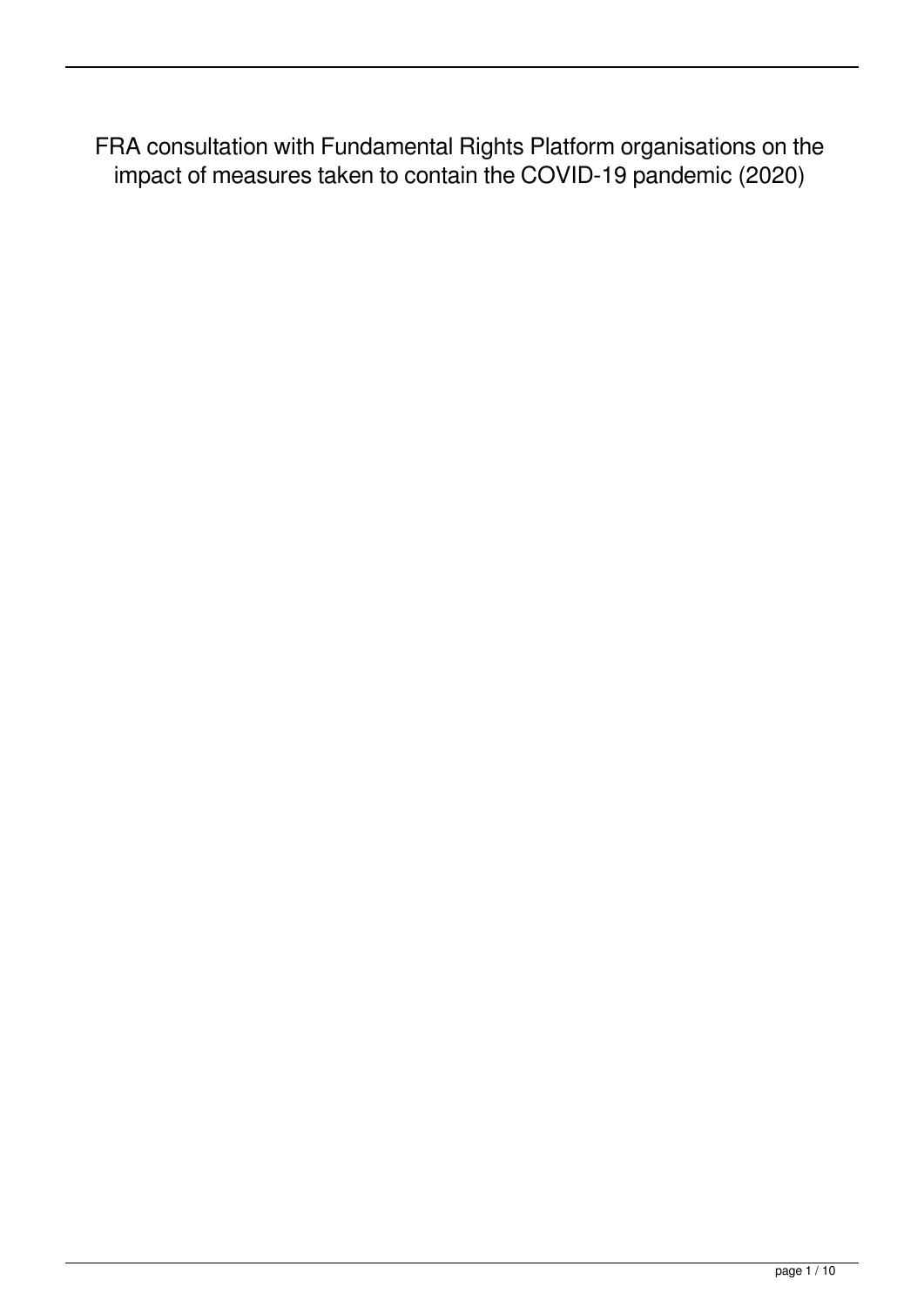# FRA consultation with Fundamental Rights Platform organisations on the impact of measures taken to contain the COVID-19 pandemic (2020)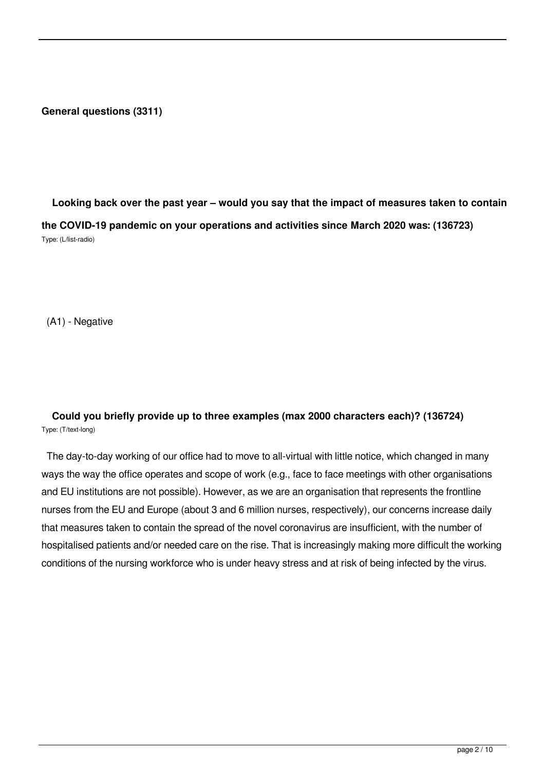## General questions (3311)

**Looking back over the past year – would you say that the impact of measures taken to contain the COVID-19 pandemic on your operations and activities since March 2020 was: (136723)**

Type: (L/list-radio)

(A1) - Negative

**Could you briefly provide up to three examples (max 2000 characters each)? (136724)**

Type: (T/text-long)

The day-to-day working of our office had to move to all-virtual with little notice, which changed in many ways the way the office operates and scope of work (e.g., face to face meetings with other organisations and EU institutions are not possible). However, as we are an organisation that represents the frontline nurses from the EU and Europe (about 3 and 6 million nurses, respectively), our concerns increase daily that measures taken to contain the spread of the novel coronavirus are insufficient, with the number of hospitalised patients and/or needed care on the rise. That is increasingly making more difficult the working conditions of the nursing workforce who is under heavy stress and at risk of being infected by the virus.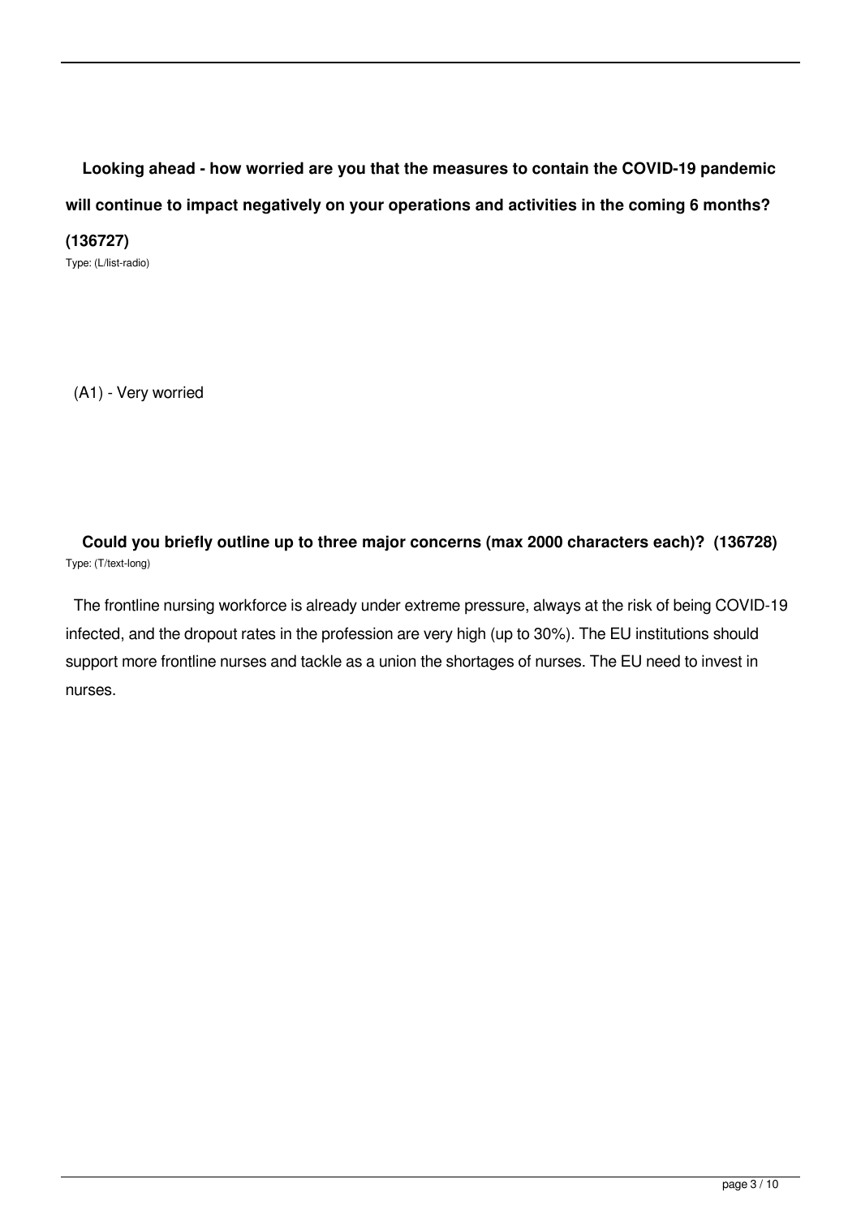**Looking ahead - how worried are you that the measures to contain the COVID-19 pandemic will continue to impact negatively on your operations and activities in the coming 6 months? (136727)**

Type: (L/list-radio)

(A1) - Very worried

**Could you briefly outline up to three major concerns (max 2000 characters each)? (136728)**

Type: (T/text-long)

The frontline nursing workforce is already under extreme pressure, always at the risk of being COVID-19 infected, and the dropout rates in the profession are very high (up to 30%). The EU institutions should support more frontline nurses and tackle as a union the shortages of nurses. The EU need to invest in nurses.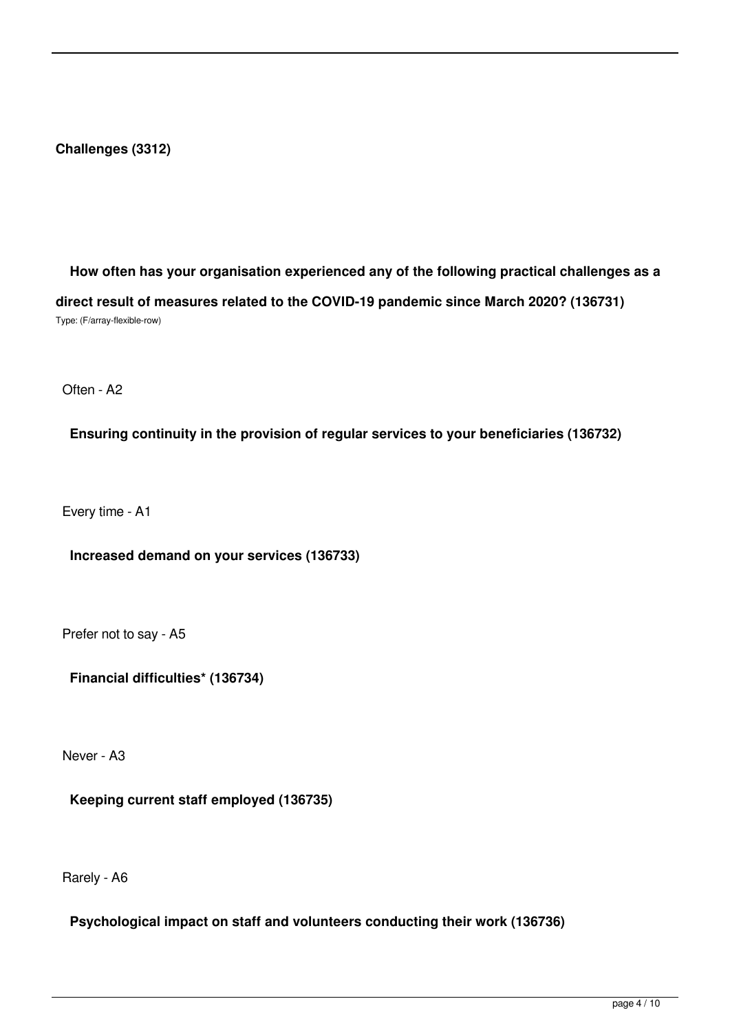**Challenges (3312)**

**How often has your organisation experienced any of the following practical challenges as a direct result of measures related to the COVID-19 pandemic since March 2020? (136731)**

Type: (F/array-flexible-row)

Often - A2

**Ensuring continuity in the provision of regular services to your beneficiaries (136732)**

Every time - A1

**Increased demand on your services (136733)**

Prefer not to say - A5

**Financial difficulties* (136734)**

Never - A3

**Keeping current staff employed (136735)**

Rarely - A6

**Psychological impact on staff and volunteers conducting their work (136736)**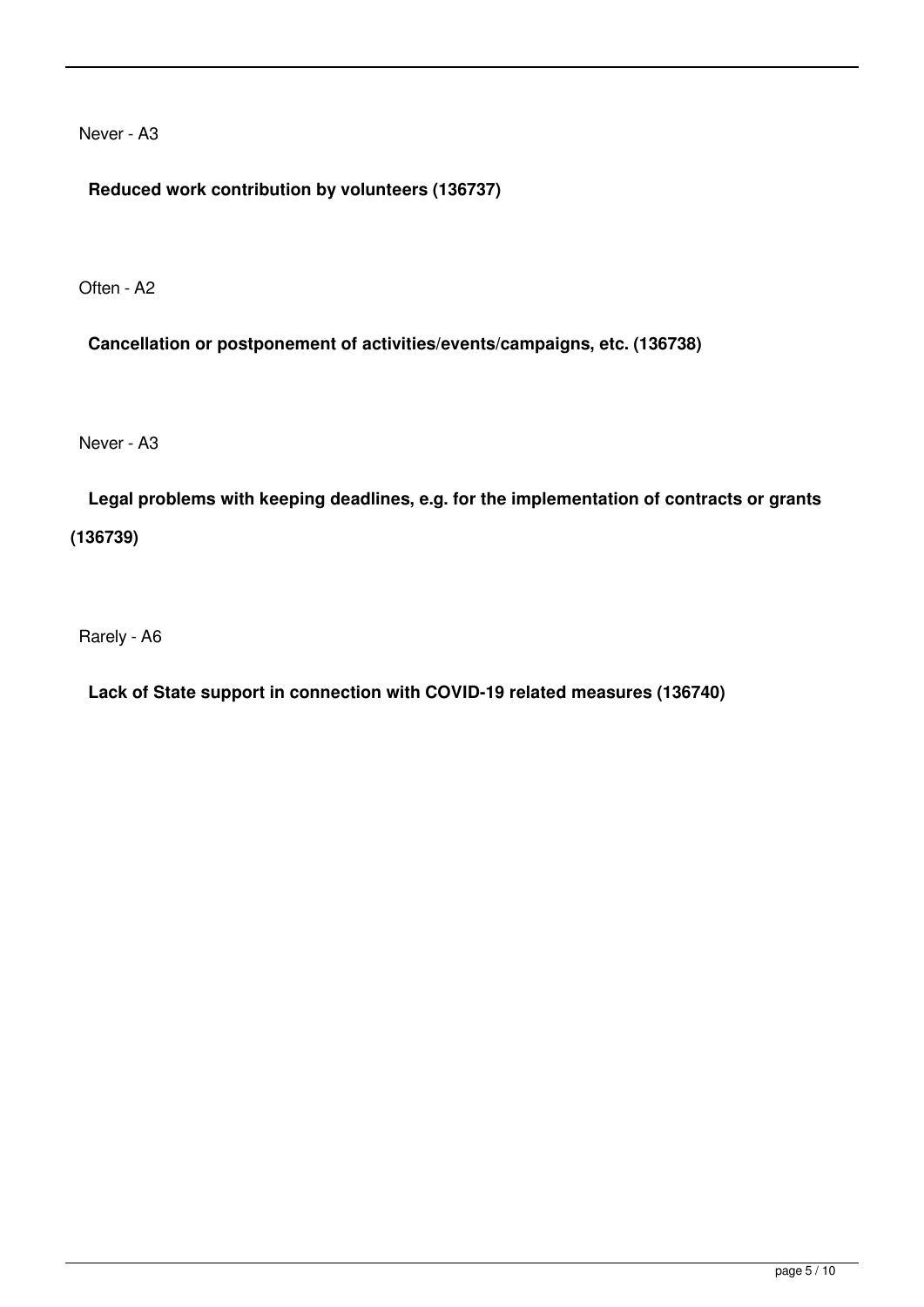Never - A3

**Reduced work contribution by volunteers (136737)**

Often - A2

**Cancellation or postponement of activities/events/campaigns, etc. (136738)**

Never - A3

**Legal problems with keeping deadlines, e.g. for the implementation of contracts or grants (136739)**

Rarely - A6

**Lack of State support in connection with COVID-19 related measures (136740)**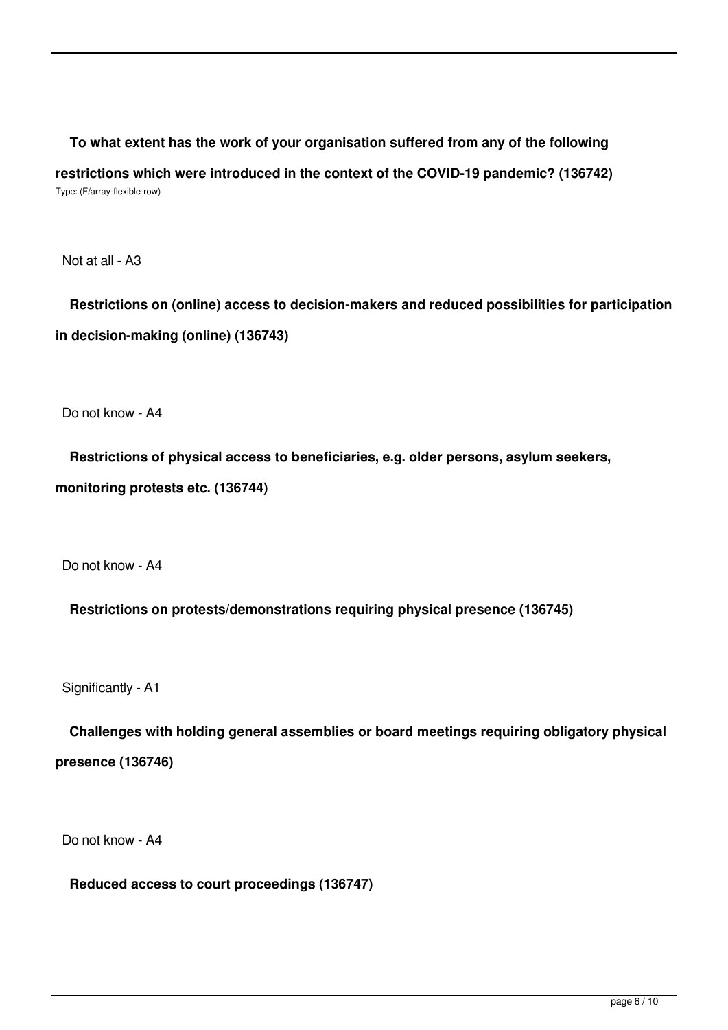**To what extent has the work of your organisation suffered from any of the following restrictions which were introduced in the context of the COVID-19 pandemic? (136742)**

Type: (F/array-flexible-row)

Not at all - A3

**Restrictions on (online) access to decision-makers and reduced possibilities for participation in decision-making (online) (136743)**

Do not know - A4

**Restrictions of physical access to beneficiaries, e.g. older persons, asylum seekers, monitoring protests etc. (136744)**

Do not know - A4

**Restrictions on protests/demonstrations requiring physical presence (136745)**

Significantly - A1

**Challenges with holding general assemblies or board meetings requiring obligatory physical presence (136746)**

Do not know - A4

**Reduced access to court proceedings (136747)**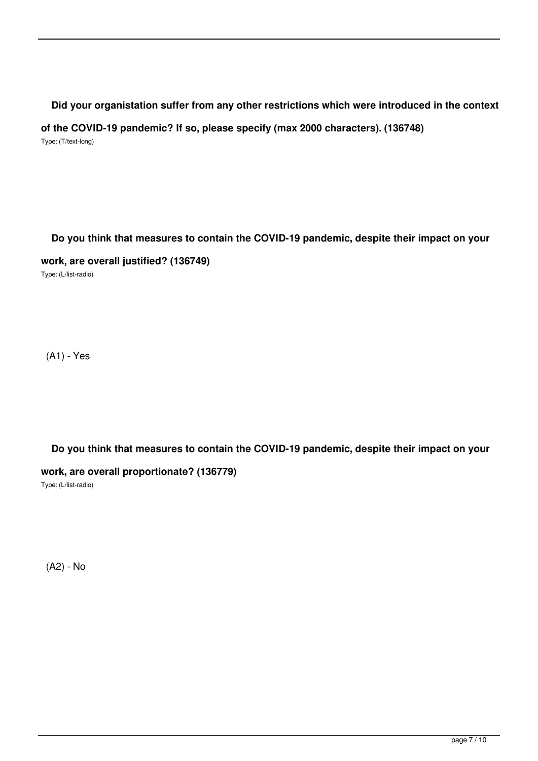**Did your organistation suffer from any other restrictions which were introduced in the context of the COVID-19 pandemic? If so, please specify (max 2000 characters). (136748)**

Type: (T/text-long)

**Do you think that measures to contain the COVID-19 pandemic, despite their impact on your work, are overall justified? (136749)**

Type: (L/list-radio)

(A1) - Yes

**Do you think that measures to contain the COVID-19 pandemic, despite their impact on your work, are overall proportionate? (136779)**

Type: (L/list-radio)

(A2) - No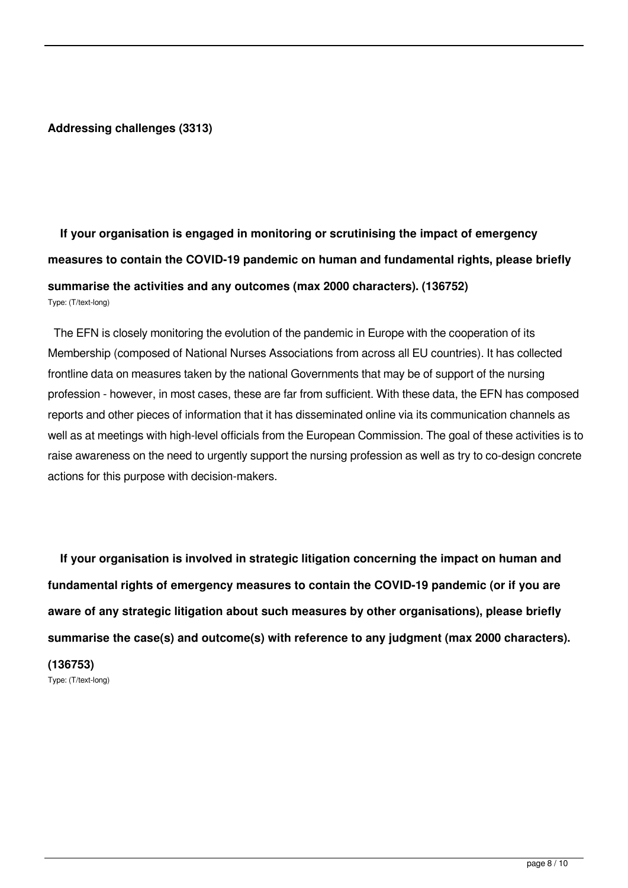**Addressing challenges (3313)**

**If your organisation is engaged in monitoring or scrutinising the impact of emergency measures to contain the COVID-19 pandemic on human and fundamental rights, please briefly summarise the activities and any outcomes (max 2000 characters). (136752)**

Type: (T/text-long)

The EFN is closely monitoring the evolution of the pandemic in Europe with the cooperation of its Membership (composed of National Nurses Associations from across all EU countries). It has collected frontline data on measures taken by the national Governments that may be of support of the nursing profession - however, in most cases, these are far from sufficient. With these data, the EFN has composed reports and other pieces of information that it has disseminated online via its communication channels as well as at meetings with high-level officials from the European Commission. The goal of these activities is to raise awareness on the need to urgently support the nursing profession as well as try to co-design concrete actions for this purpose with decision-makers.

**If your organisation is involved in strategic litigation concerning the impact on human and fundamental rights of emergency measures to contain the COVID-19 pandemic (or if you are aware of any strategic litigation about such measures by other organisations), please briefly summarise the case(s) and outcome(s) with reference to any judgment (max 2000 characters). (136753)**

Type: (T/text-long)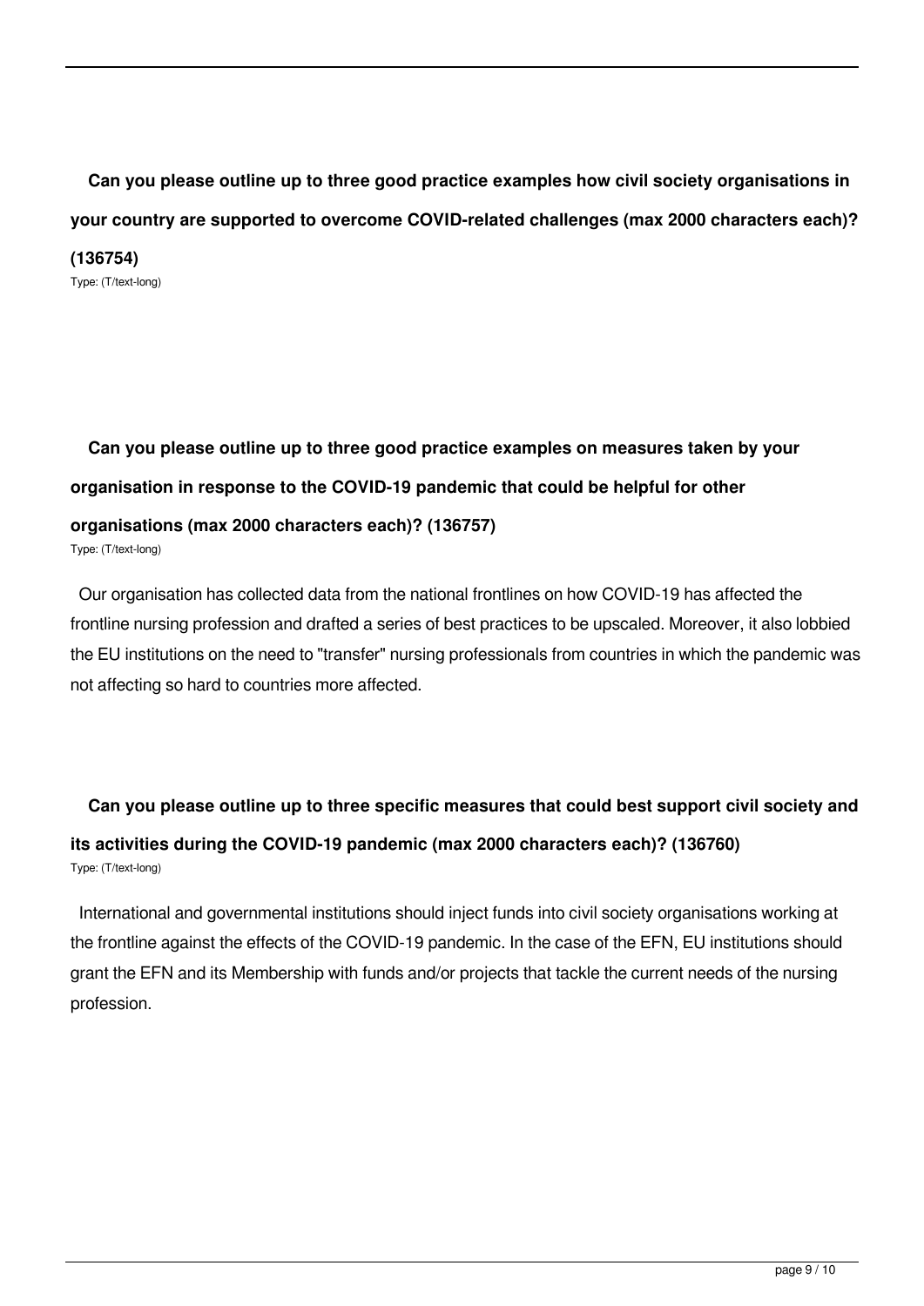**Can you please outline up to three good practice examples how civil society organisations in your country are supported to overcome COVID-related challenges (max 2000 characters each)? (136754)**

Type: (T/text-long)

**Can you please outline up to three good practice examples on measures taken by your organisation in response to the COVID-19 pandemic that could be helpful for other organisations (max 2000 characters each)? (136757)**

Type: (T/text-long)

Our organisation has collected data from the national frontlines on how COVID-19 has affected the frontline nursing profession and drafted a series of best practices to be upscaled. Moreover, it also lobbied the EU institutions on the need to "transfer" nursing professionals from countries in which the pandemic was not affecting so hard to countries more affected.

**Can you please outline up to three specific measures that could best support civil society and its activities during the COVID-19 pandemic (max 2000 characters each)? (136760)**

Type: (T/text-long)

International and governmental institutions should inject funds into civil society organisations working at the frontline against the effects of the COVID-19 pandemic. In the case of the EFN, EU institutions should grant the EFN and its Membership with funds and/or projects that tackle the current needs of the nursing profession.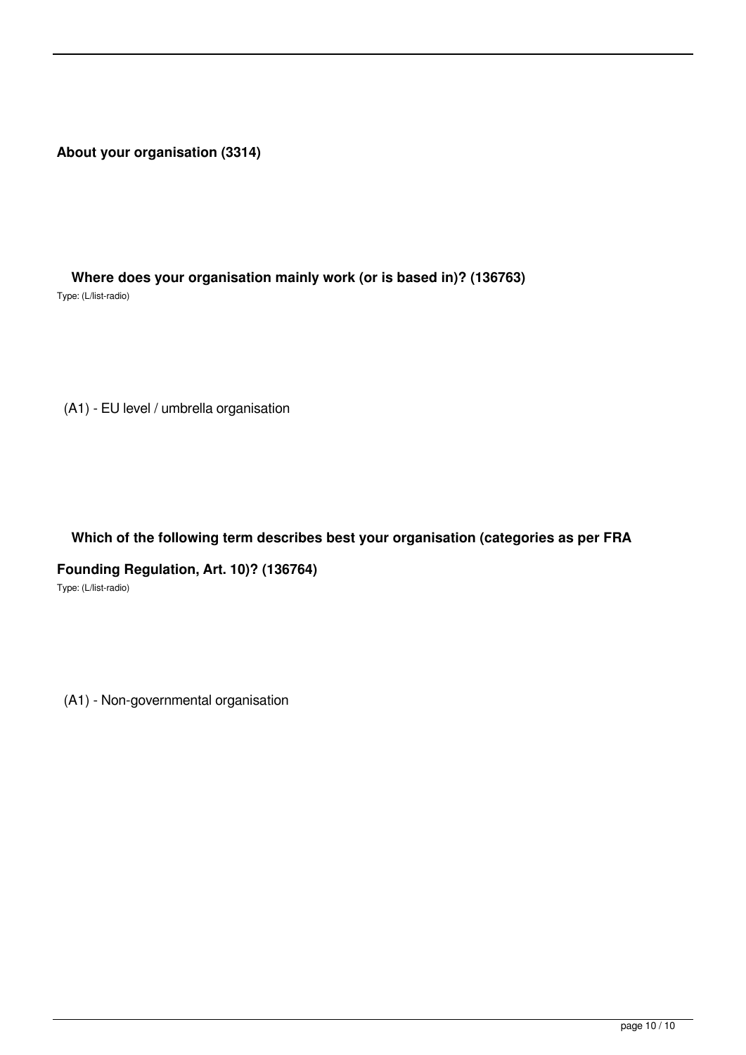**About your organisation (3314)**

**Where does your organisation mainly work (or is based in)? (136763)**

Type: (L/list-radio)

(A1) - EU level / umbrella organisation

**Which of the following term describes best your organisation (categories as per FRA Founding Regulation, Art. 10)? (136764)**

Type: (L/list-radio)

(A1) - Non-governmental organisation